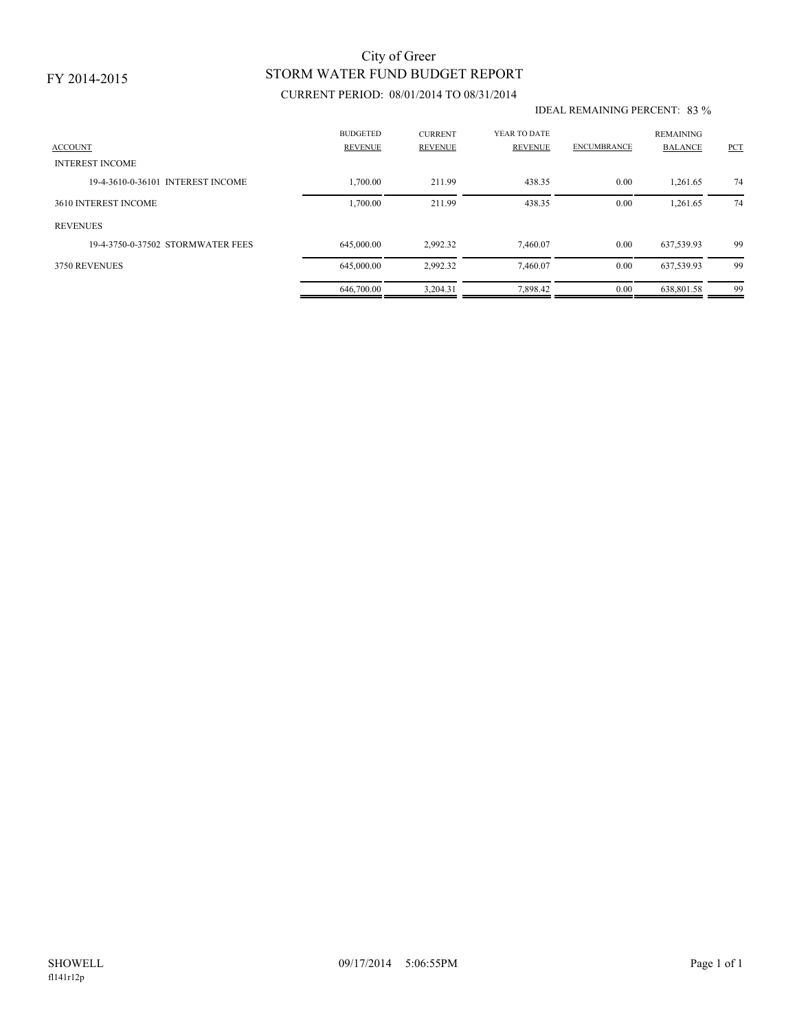FY 2014-2015

# City of Greer
## STORM WATER FUND BUDGET REPORT

CURRENT PERIOD: 08/01/2014 TO 08/31/2014

IDEAL REMAINING PERCENT: 83 %

| ACCOUNT | BUDGETED REVENUE | CURRENT REVENUE | YEAR TO DATE REVENUE | ENCUMBRANCE | REMAINING BALANCE | PCT |
|---|---|---|---|---|---|---|
| INTEREST INCOME | | | | | | |
| 19-4-3610-0-36101 INTEREST INCOME | 1,700.00 | 211.99 | 438.35 | 0.00 | 1,261.65 | 74 |
| 3610 INTEREST INCOME | 1,700.00 | 211.99 | 438.35 | 0.00 | 1,261.65 | 74 |
| REVENUES | | | | | | |
| 19-4-3750-0-37502 STORMWATER FEES | 645,000.00 | 2,992.32 | 7,460.07 | 0.00 | 637,539.93 | 99 |
| 3750 REVENUES | 645,000.00 | 2,992.32 | 7,460.07 | 0.00 | 637,539.93 | 99 |
| | 646,700.00 | 3,204.31 | 7,898.42 | 0.00 | 638,801.58 | 99 |

SHOWELL 09/17/2014 5:06:55PM

fl141r12p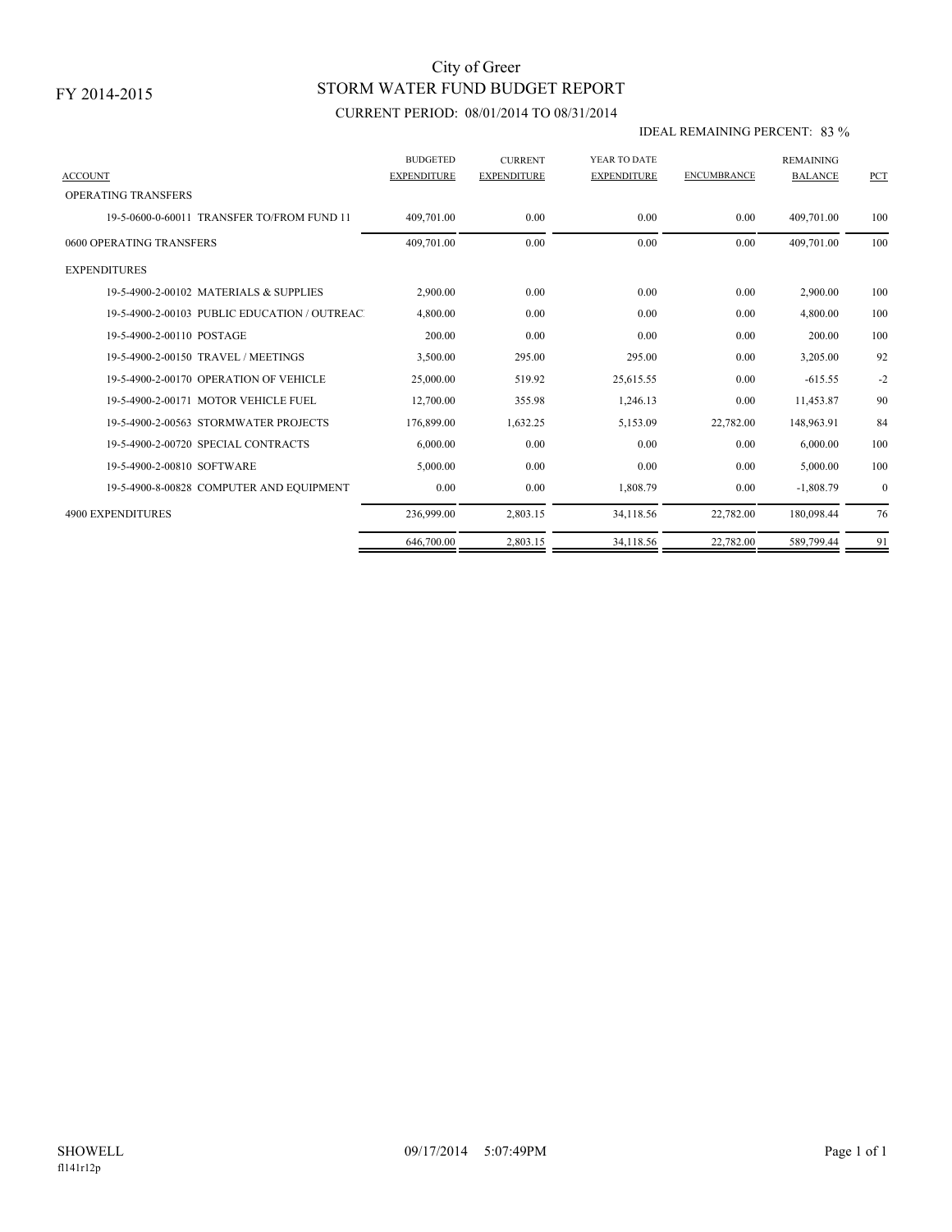FY 2014-2015

# City of Greer
## STORM WATER FUND BUDGET REPORT
### CURRENT PERIOD: 08/01/2014 TO 08/31/2014

IDEAL REMAINING PERCENT: 83 %

| ACCOUNT | BUDGETED EXPENDITURE | CURRENT EXPENDITURE | YEAR TO DATE EXPENDITURE | ENCUMBRANCE | REMAINING BALANCE | PCT |
|---|---|---|---|---|---|---|
| OPERATING TRANSFERS | | | | | | |
| 19-5-0600-0-60011 TRANSFER TO/FROM FUND 11 | 409,701.00 | 0.00 | 0.00 | 0.00 | 409,701.00 | 100 |
| 0600 OPERATING TRANSFERS | 409,701.00 | 0.00 | 0.00 | 0.00 | 409,701.00 | 100 |
| EXPENDITURES | | | | | | |
| 19-5-4900-2-00102 MATERIALS & SUPPLIES | 2,900.00 | 0.00 | 0.00 | 0.00 | 2,900.00 | 100 |
| 19-5-4900-2-00103 PUBLIC EDUCATION / OUTREAC | 4,800.00 | 0.00 | 0.00 | 0.00 | 4,800.00 | 100 |
| 19-5-4900-2-00110 POSTAGE | 200.00 | 0.00 | 0.00 | 0.00 | 200.00 | 100 |
| 19-5-4900-2-00150 TRAVEL / MEETINGS | 3,500.00 | 295.00 | 295.00 | 0.00 | 3,205.00 | 92 |
| 19-5-4900-2-00170 OPERATION OF VEHICLE | 25,000.00 | 519.92 | 25,615.55 | 0.00 | -615.55 | -2 |
| 19-5-4900-2-00171 MOTOR VEHICLE FUEL | 12,700.00 | 355.98 | 1,246.13 | 0.00 | 11,453.87 | 90 |
| 19-5-4900-2-00563 STORMWATER PROJECTS | 176,899.00 | 1,632.25 | 5,153.09 | 22,782.00 | 148,963.91 | 84 |
| 19-5-4900-2-00720 SPECIAL CONTRACTS | 6,000.00 | 0.00 | 0.00 | 0.00 | 6,000.00 | 100 |
| 19-5-4900-2-00810 SOFTWARE | 5,000.00 | 0.00 | 0.00 | 0.00 | 5,000.00 | 100 |
| 19-5-4900-8-00828 COMPUTER AND EQUIPMENT | 0.00 | 0.00 | 1,808.79 | 0.00 | -1,808.79 | 0 |
| 4900 EXPENDITURES | 236,999.00 | 2,803.15 | 34,118.56 | 22,782.00 | 180,098.44 | 76 |
| | 646,700.00 | 2,803.15 | 34,118.56 | 22,782.00 | 589,799.44 | 91 |

SHOWELL
fl141r12p

09/17/2014 5:07:49PM